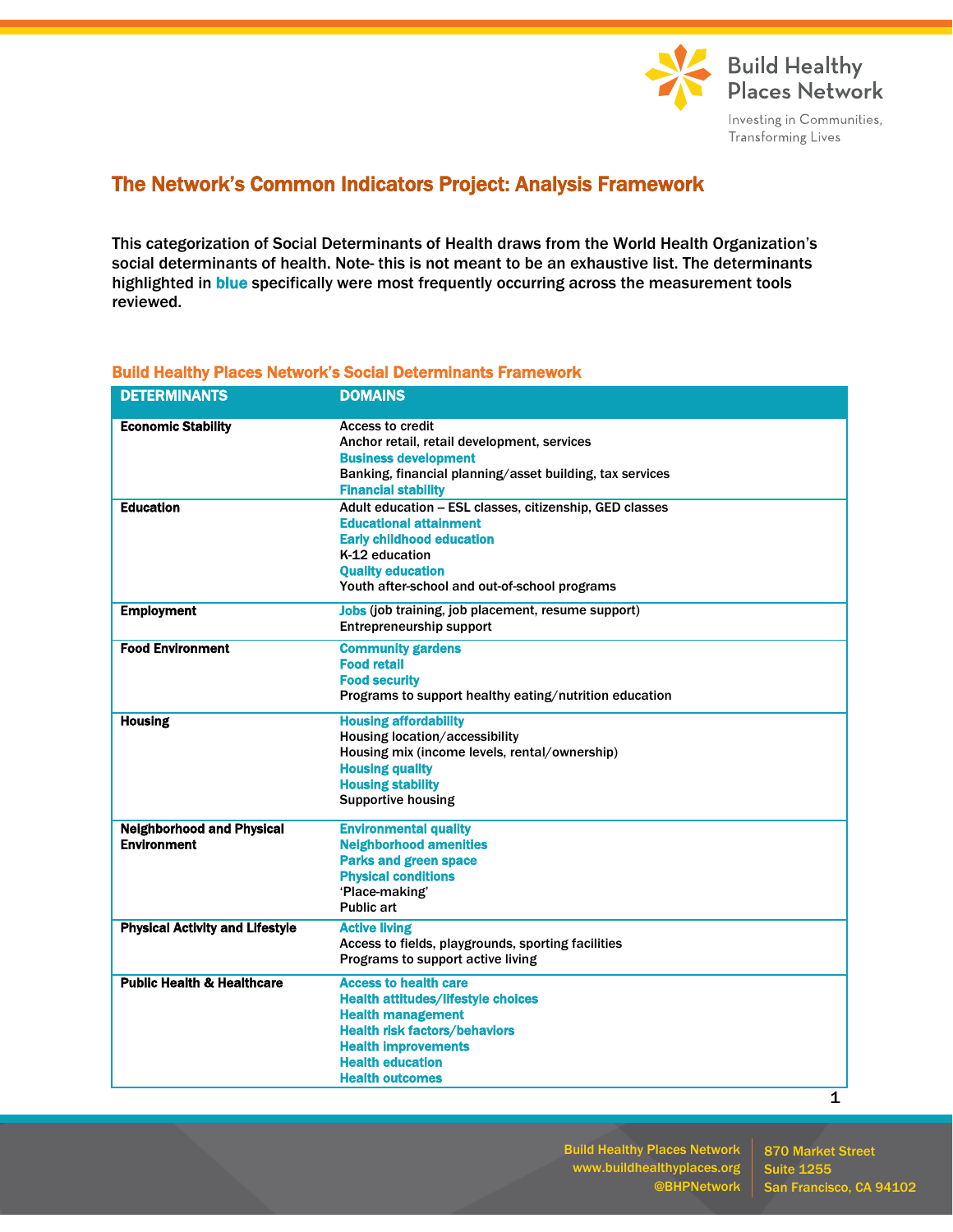# The Network's Common Indicators Project: Analysis Framework

This categorization of Social Determinants of Health draws from the World Health Organization's social determinants of health. Note- this is not meant to be an exhaustive list. The determinants highlighted in **blue** specifically were most frequently occurring across the measurement tools reviewed.

### Build Healthy Places Network's Social Determinants Framework

| DETERMINANTS | DOMAINS |
| --- | --- |
| **Economic Stability** | Access to credit<br>Anchor retail, retail development, services<br>**Business development**<br>Banking, financial planning/asset building, tax services<br>**Financial stability** |
| **Education** | Adult education – ESL classes, citizenship, GED classes<br>**Educational attainment**<br>**Early childhood education**<br>K-12 education<br>**Quality education**<br>Youth after-school and out-of-school programs |
| **Employment** | **Jobs** (job training, job placement, resume support)<br>Entrepreneurship support |
| **Food Environment** | **Community gardens**<br>**Food retail**<br>**Food security**<br>Programs to support healthy eating/nutrition education |
| **Housing** | **Housing affordability**<br>Housing location/accessibility<br>Housing mix (income levels, rental/ownership)<br>**Housing quality**<br>**Housing stability**<br>Supportive housing |
| **Neighborhood and Physical Environment** | **Environmental quality**<br>**Neighborhood amenities**<br>**Parks and green space**<br>**Physical conditions**<br>'Place-making'<br>Public art |
| **Physical Activity and Lifestyle** | **Active living**<br>Access to fields, playgrounds, sporting facilities<br>Programs to support active living |
| **Public Health & Healthcare** | **Access to health care**<br>**Health attitudes/lifestyle choices**<br>**Health management**<br>**Health risk factors/behaviors**<br>**Health improvements**<br>**Health education**<br>**Health outcomes** |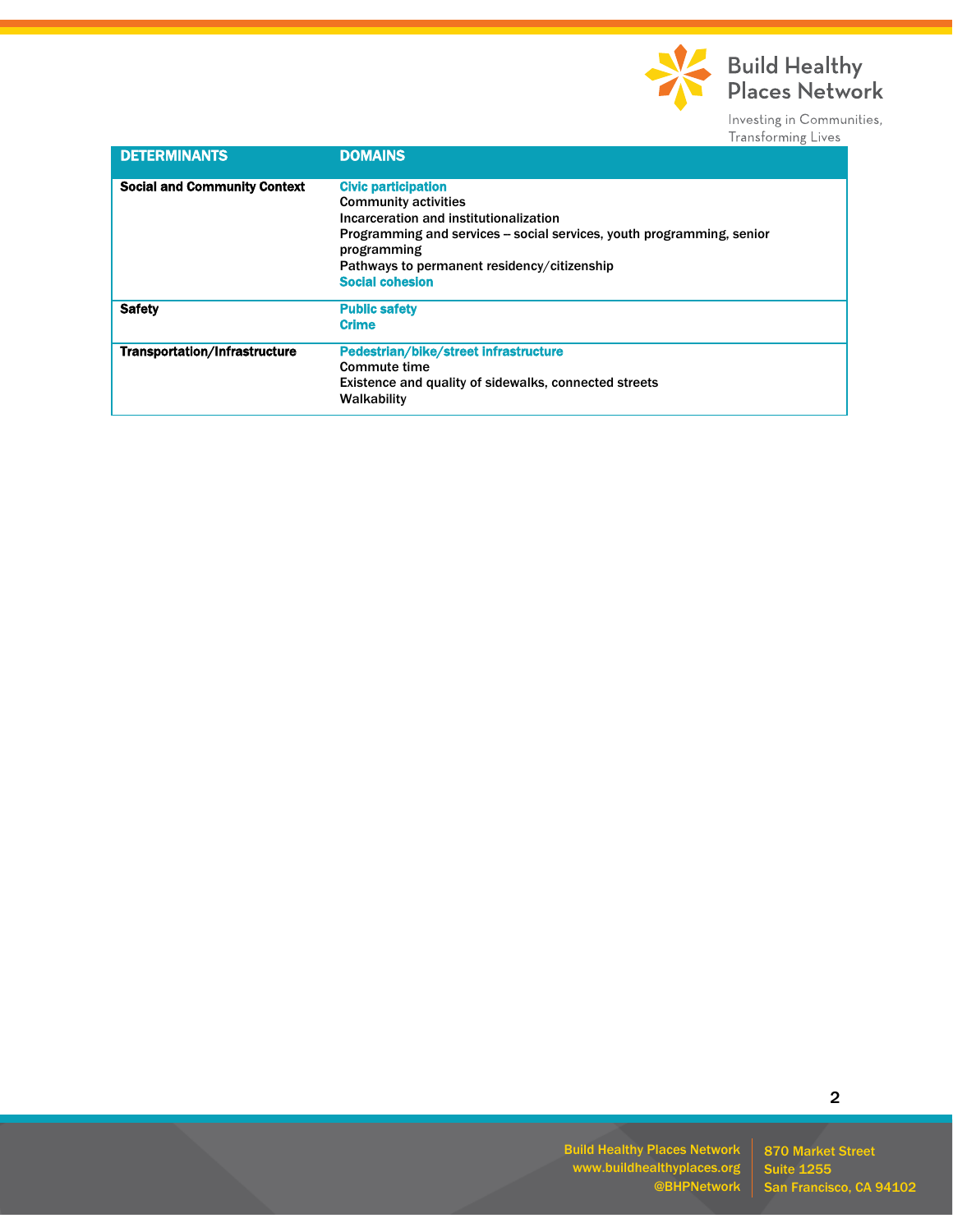| DETERMINANTS | DOMAINS |
|---|---|
| **Social and Community Context** | **Civic participation**<br>Community activities<br>Incarceration and institutionalization<br>Programming and services – social services, youth programming, senior programming<br>Pathways to permanent residency/citizenship<br>**Social cohesion** |
| **Safety** | **Public safety**<br>**Crime** |
| **Transportation/Infrastructure** | **Pedestrian/bike/street infrastructure**<br>Commute time<br>Existence and quality of sidewalks, connected streets<br>Walkability |